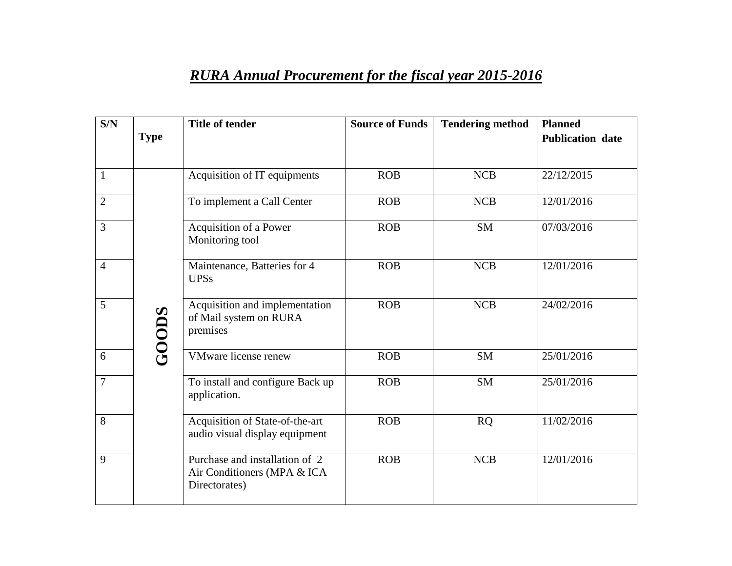# *RURA Annual Procurement for the fiscal year 2015-2016*

| S/N | Type | Title of tender | Source of Funds | Tendering method | Planned Publication date |
|---|---|---|---|---|---|
| 1 | GOODS | Acquisition of IT equipments | ROB | NCB | 22/12/2015 |
| 2 | | To implement a Call Center | ROB | NCB | 12/01/2016 |
| 3 | | Acquisition of a Power Monitoring tool | ROB | SM | 07/03/2016 |
| 4 | | Maintenance, Batteries for 4 UPSs | ROB | NCB | 12/01/2016 |
| 5 | | Acquisition and implementation of Mail system on RURA premises | ROB | NCB | 24/02/2016 |
| 6 | | VMware license renew | ROB | SM | 25/01/2016 |
| 7 | | To install and configure Back up application. | ROB | SM | 25/01/2016 |
| 8 | | Acquisition of State-of-the-art audio visual display equipment | ROB | RQ | 11/02/2016 |
| 9 | | Purchase and installation of 2 Air Conditioners (MPA & ICA Directorates) | ROB | NCB | 12/01/2016 |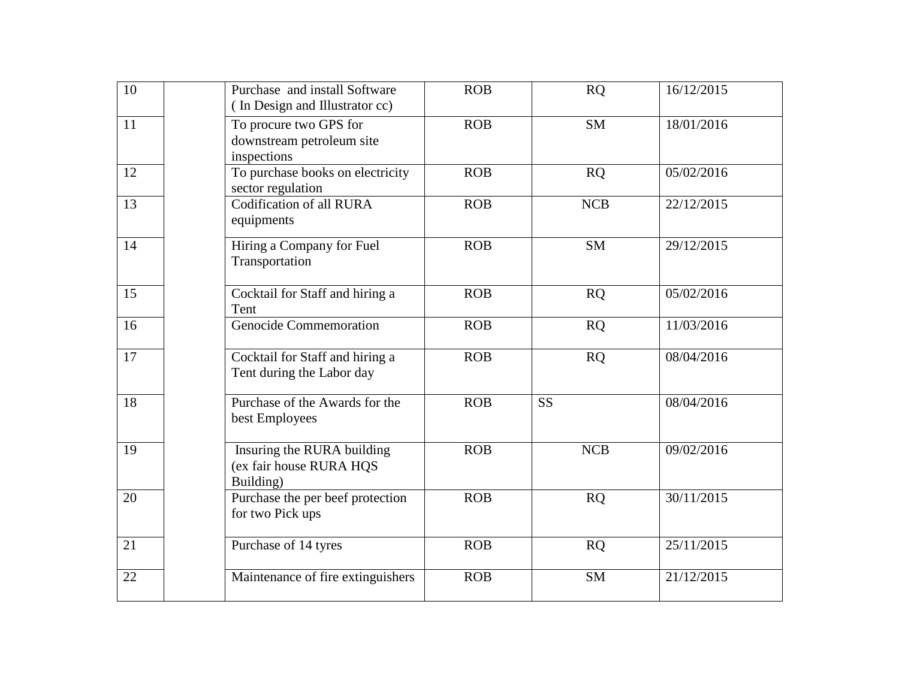| | | | | | |
|---|---|---|---|---|---|
| 10 | | Purchase and install Software ( In Design and Illustrator cc) | ROB | RQ | 16/12/2015 |
| 11 | | To procure two GPS for downstream petroleum site inspections | ROB | SM | 18/01/2016 |
| 12 | | To purchase books on electricity sector regulation | ROB | RQ | 05/02/2016 |
| 13 | | Codification of all RURA equipments | ROB | NCB | 22/12/2015 |
| 14 | | Hiring a Company for Fuel Transportation | ROB | SM | 29/12/2015 |
| 15 | | Cocktail for Staff and hiring a Tent | ROB | RQ | 05/02/2016 |
| 16 | | Genocide Commemoration | ROB | RQ | 11/03/2016 |
| 17 | | Cocktail for Staff and hiring a Tent during the Labor day | ROB | RQ | 08/04/2016 |
| 18 | | Purchase of the Awards for the best Employees | ROB | SS | 08/04/2016 |
| 19 | | Insuring the RURA building (ex fair house RURA HQS Building) | ROB | NCB | 09/02/2016 |
| 20 | | Purchase the per beef protection for two Pick ups | ROB | RQ | 30/11/2015 |
| 21 | | Purchase of 14 tyres | ROB | RQ | 25/11/2015 |
| 22 | | Maintenance of fire extinguishers | ROB | SM | 21/12/2015 |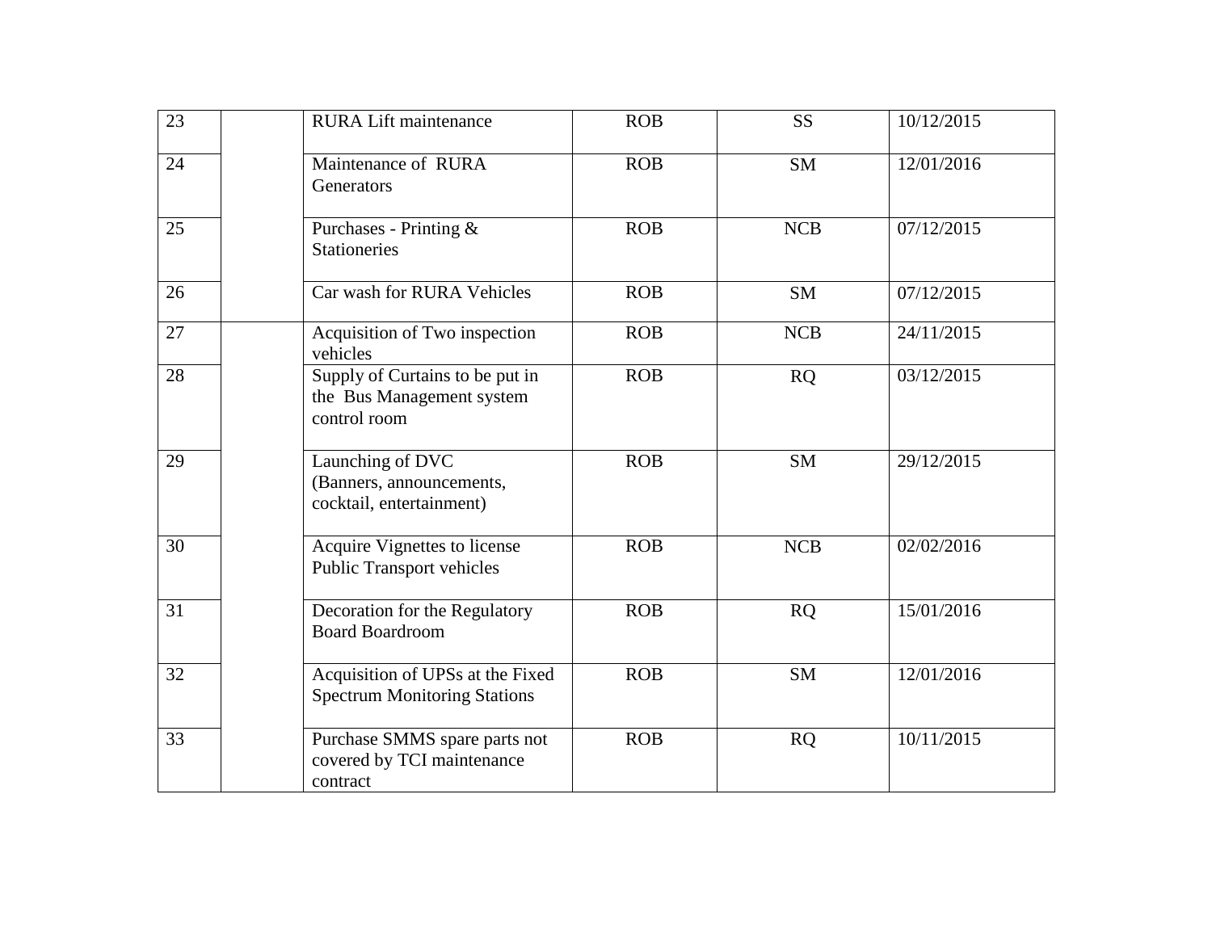| | | | | | |
|---|---|---|---|---|---|
| 23 | | RURA Lift maintenance | ROB | SS | 10/12/2015 |
| 24 | | Maintenance of RURA Generators | ROB | SM | 12/01/2016 |
| 25 | | Purchases - Printing & Stationeries | ROB | NCB | 07/12/2015 |
| 26 | | Car wash for RURA Vehicles | ROB | SM | 07/12/2015 |
| 27 | | Acquisition of Two inspection vehicles | ROB | NCB | 24/11/2015 |
| 28 | | Supply of Curtains to be put in the Bus Management system control room | ROB | RQ | 03/12/2015 |
| 29 | | Launching of DVC (Banners, announcements, cocktail, entertainment) | ROB | SM | 29/12/2015 |
| 30 | | Acquire Vignettes to license Public Transport vehicles | ROB | NCB | 02/02/2016 |
| 31 | | Decoration for the Regulatory Board Boardroom | ROB | RQ | 15/01/2016 |
| 32 | | Acquisition of UPSs at the Fixed Spectrum Monitoring Stations | ROB | SM | 12/01/2016 |
| 33 | | Purchase SMMS spare parts not covered by TCI maintenance contract | ROB | RQ | 10/11/2015 |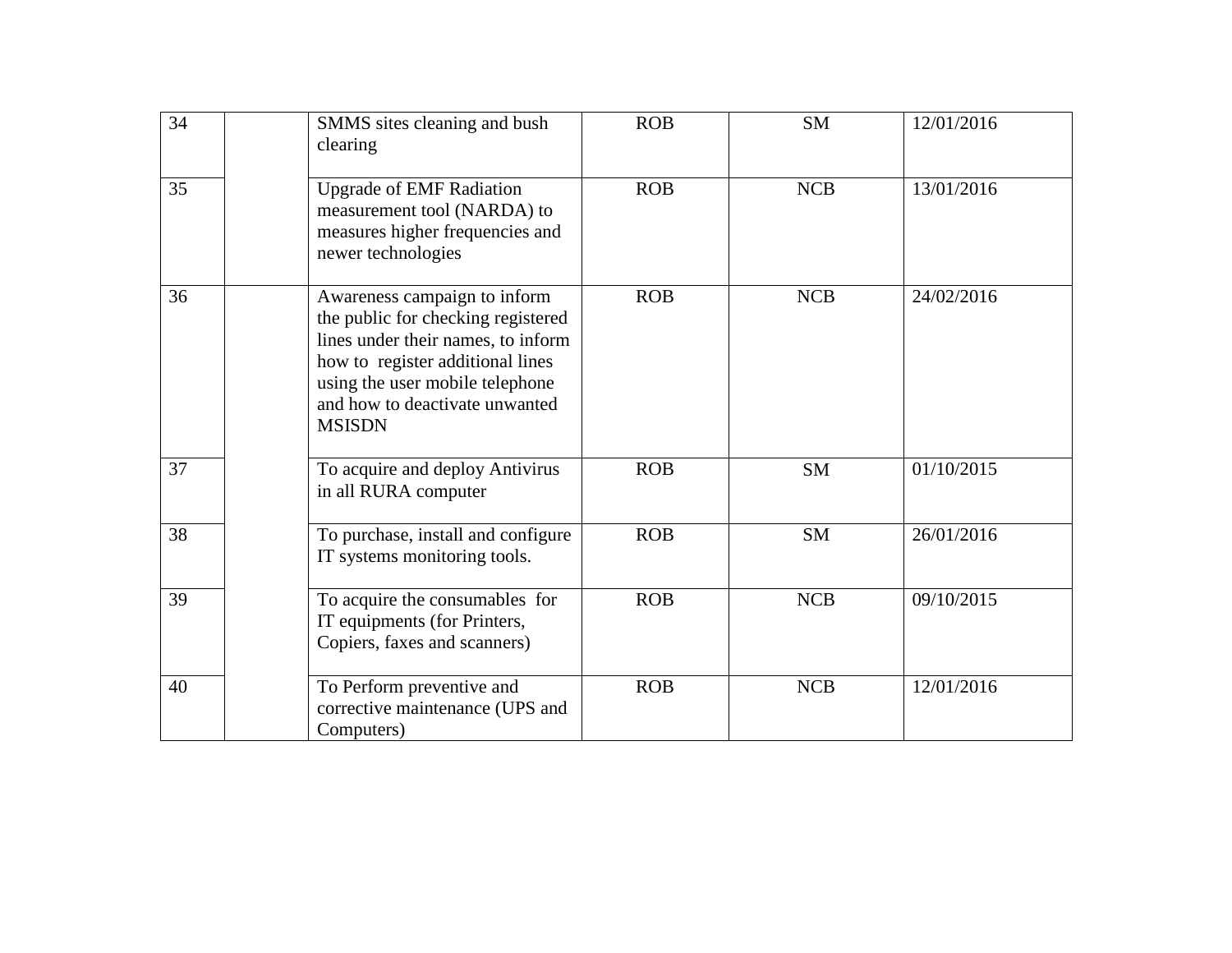| | | | | | |
|---|---|---|---|---|---|
| 34 | | SMMS sites cleaning and bush clearing | ROB | SM | 12/01/2016 |
| 35 | | Upgrade of EMF Radiation measurement tool (NARDA) to measures higher frequencies and newer technologies | ROB | NCB | 13/01/2016 |
| 36 | | Awareness campaign to inform the public for checking registered lines under their names, to inform how to register additional lines using the user mobile telephone and how to deactivate unwanted MSISDN | ROB | NCB | 24/02/2016 |
| 37 | | To acquire and deploy Antivirus in all RURA computer | ROB | SM | 01/10/2015 |
| 38 | | To purchase, install and configure IT systems monitoring tools. | ROB | SM | 26/01/2016 |
| 39 | | To acquire the consumables for IT equipments (for Printers, Copiers, faxes and scanners) | ROB | NCB | 09/10/2015 |
| 40 | | To Perform preventive and corrective maintenance (UPS and Computers) | ROB | NCB | 12/01/2016 |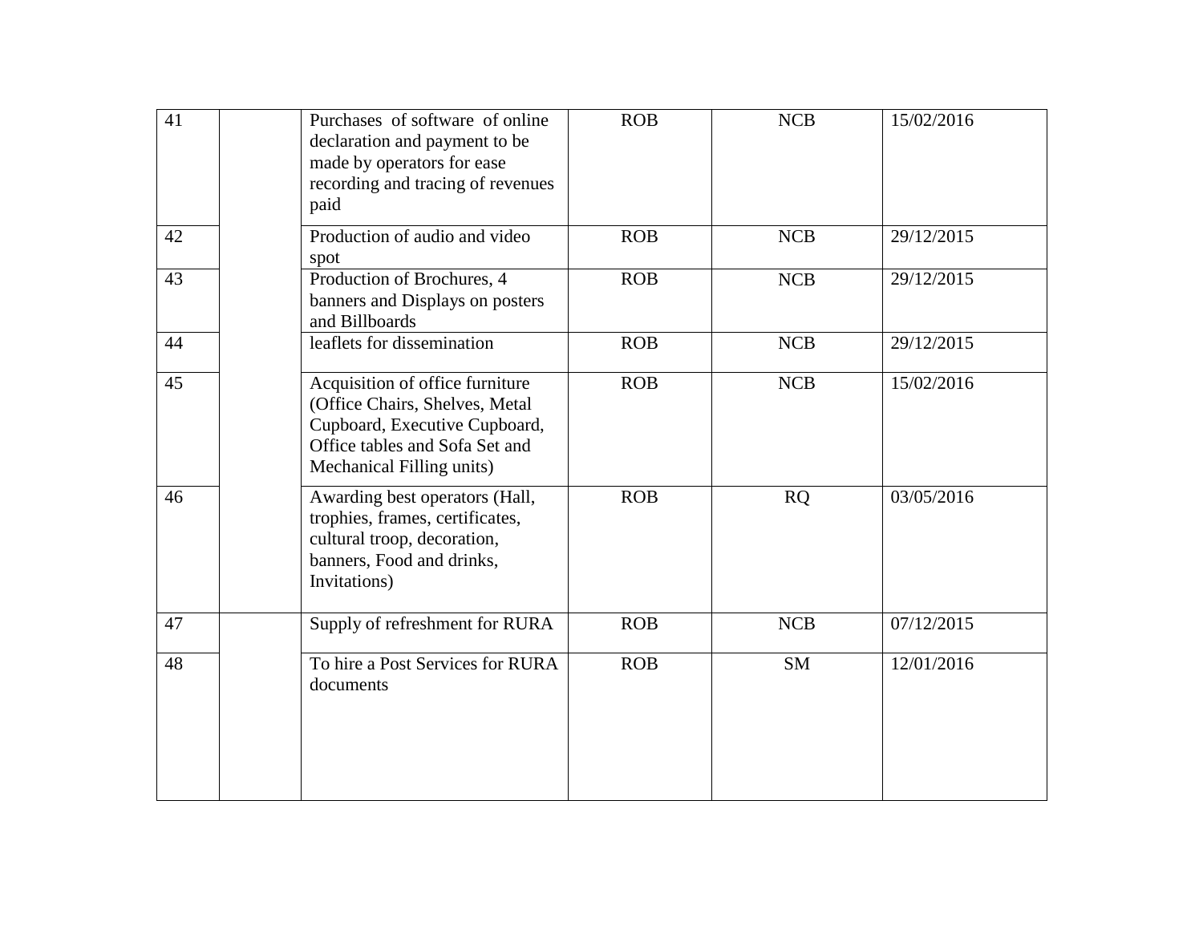| | | | | | |
|---|---|---|---|---|---|
| 41 | | Purchases of software of online declaration and payment to be made by operators for ease recording and tracing of revenues paid | ROB | NCB | 15/02/2016 |
| 42 | | Production of audio and video spot | ROB | NCB | 29/12/2015 |
| 43 | | Production of Brochures, 4 banners and Displays on posters and Billboards | ROB | NCB | 29/12/2015 |
| 44 | | leaflets for dissemination | ROB | NCB | 29/12/2015 |
| 45 | | Acquisition of office furniture (Office Chairs, Shelves, Metal Cupboard, Executive Cupboard, Office tables and Sofa Set and Mechanical Filling units) | ROB | NCB | 15/02/2016 |
| 46 | | Awarding best operators (Hall, trophies, frames, certificates, cultural troop, decoration, banners, Food and drinks, Invitations) | ROB | RQ | 03/05/2016 |
| 47 | | Supply of refreshment for RURA | ROB | NCB | 07/12/2015 |
| 48 | | To hire a Post Services for RURA documents | ROB | SM | 12/01/2016 |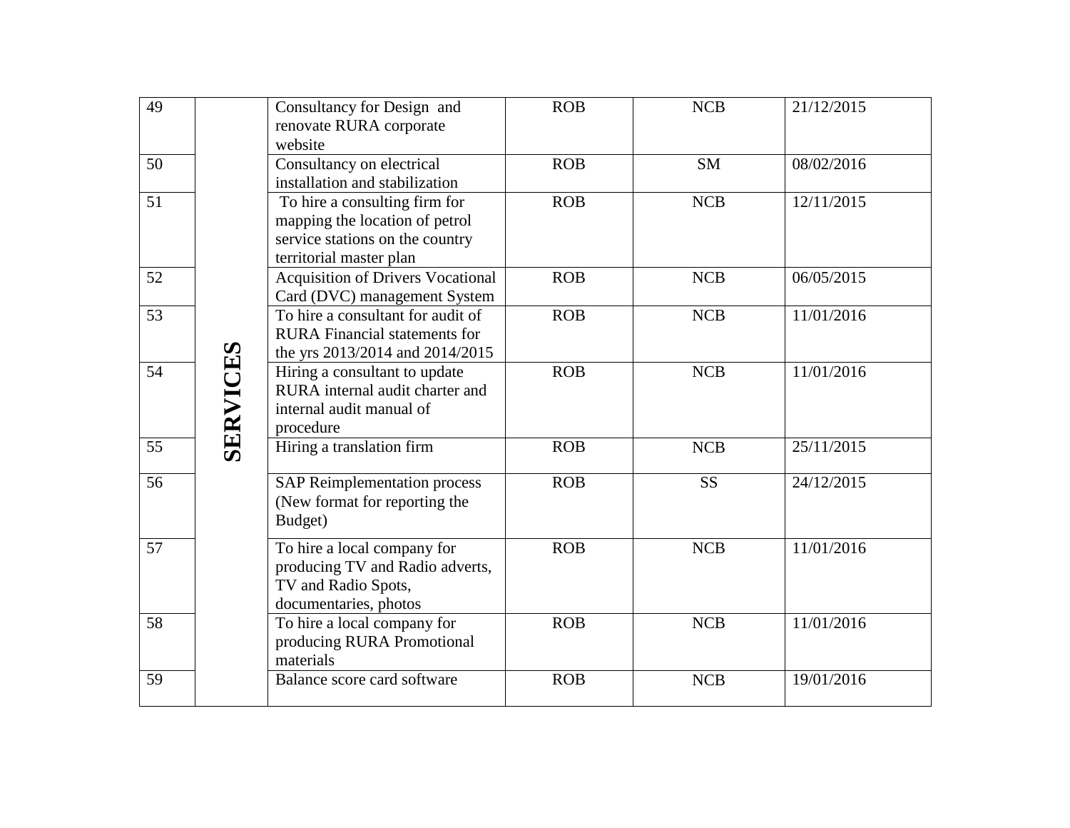| 49 | SERVICES | Consultancy for Design and renovate RURA corporate website | ROB | NCB | 21/12/2015 |
|---|---|---|---|---|---|
| 50 | | Consultancy on electrical installation and stabilization | ROB | SM | 08/02/2016 |
| 51 | | To hire a consulting firm for mapping the location of petrol service stations on the country territorial master plan | ROB | NCB | 12/11/2015 |
| 52 | | Acquisition of Drivers Vocational Card (DVC) management System | ROB | NCB | 06/05/2015 |
| 53 | | To hire a consultant for audit of RURA Financial statements for the yrs 2013/2014 and 2014/2015 | ROB | NCB | 11/01/2016 |
| 54 | | Hiring a consultant to update RURA internal audit charter and internal audit manual of procedure | ROB | NCB | 11/01/2016 |
| 55 | | Hiring a translation firm | ROB | NCB | 25/11/2015 |
| 56 | | SAP Reimplementation process (New format for reporting the Budget) | ROB | SS | 24/12/2015 |
| 57 | | To hire a local company for producing TV and Radio adverts, TV and Radio Spots, documentaries, photos | ROB | NCB | 11/01/2016 |
| 58 | | To hire a local company for producing RURA Promotional materials | ROB | NCB | 11/01/2016 |
| 59 | | Balance score card software | ROB | NCB | 19/01/2016 |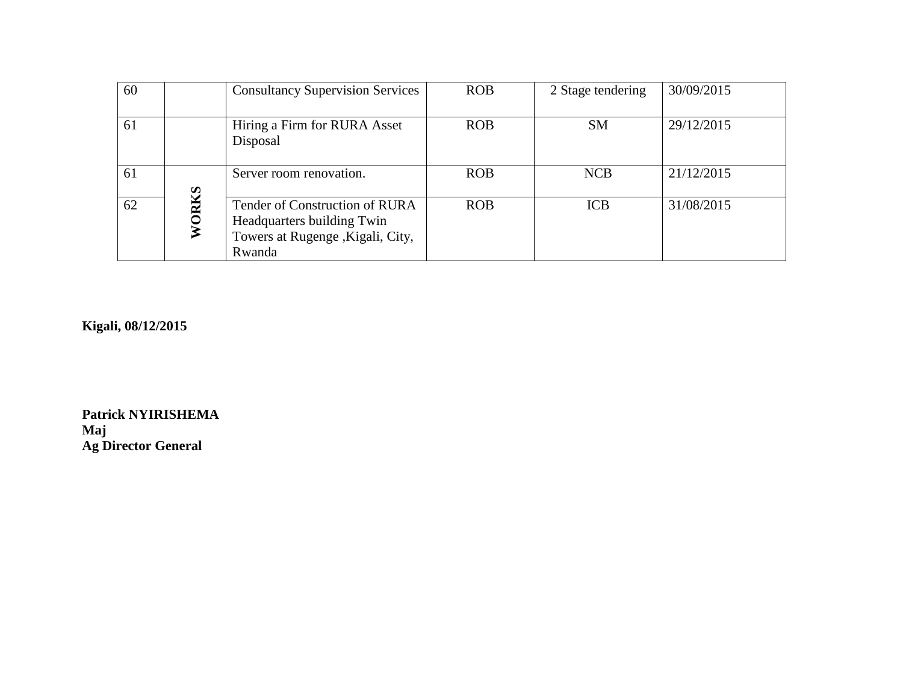| | | | | | |
|---|---|---|---|---|---|
| 60 | | Consultancy Supervision Services | ROB | 2 Stage tendering | 30/09/2015 |
| 61 | | Hiring a Firm for RURA Asset Disposal | ROB | SM | 29/12/2015 |
| 61 | WORKS | Server room renovation. | ROB | NCB | 21/12/2015 |
| 62 | | Tender of Construction of RURA Headquarters building Twin Towers at Rugenge ,Kigali, City, Rwanda | ROB | ICB | 31/08/2015 |

**Kigali, 08/12/2015**

**Patrick NYIRISHEMA**
**Maj**
**Ag Director General**